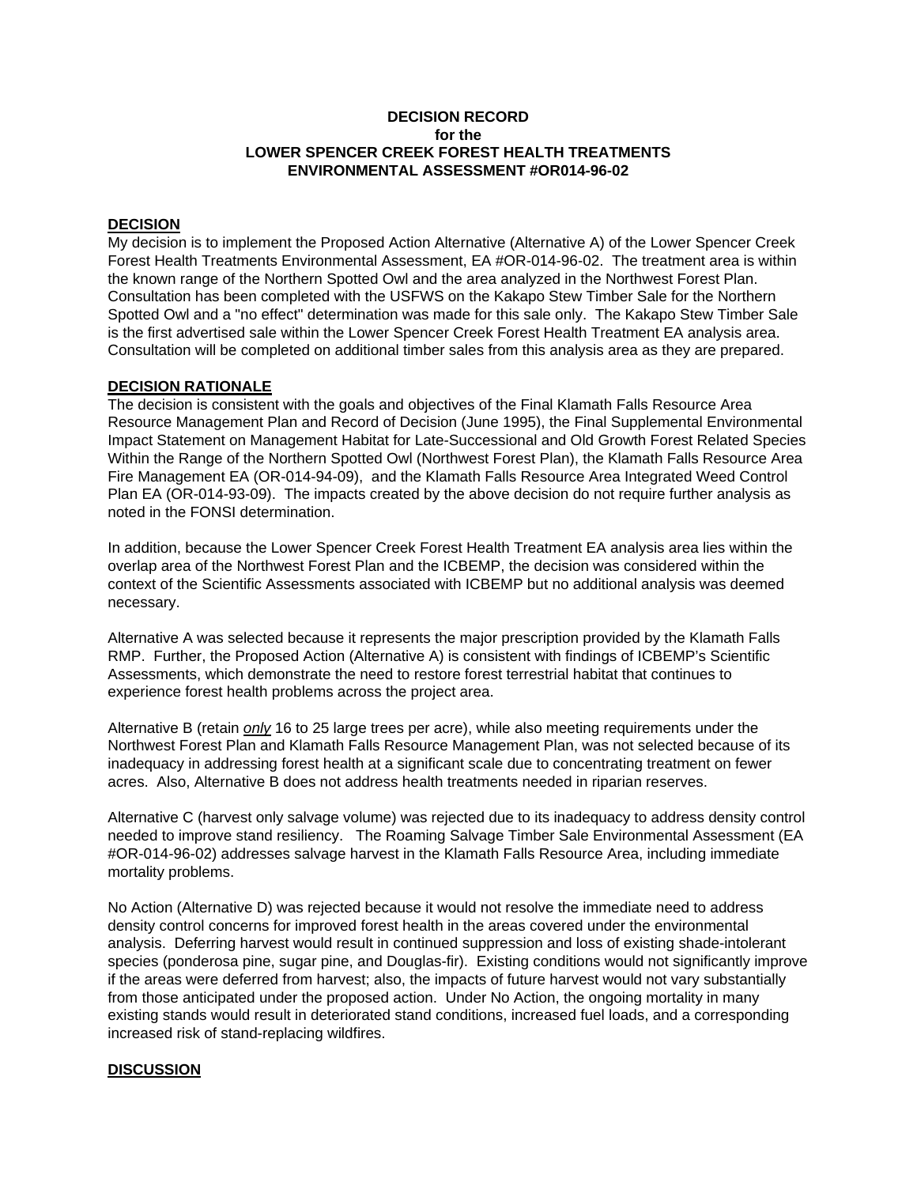# DECISION RECORD
## for the
## LOWER SPENCER CREEK FOREST HEALTH TREATMENTS
## ENVIRONMENTAL ASSESSMENT #OR014-96-02

### DECISION

My decision is to implement the Proposed Action Alternative (Alternative A) of the Lower Spencer Creek Forest Health Treatments Environmental Assessment, EA #OR-014-96-02. The treatment area is within the known range of the Northern Spotted Owl and the area analyzed in the Northwest Forest Plan. Consultation has been completed with the USFWS on the Kakapo Stew Timber Sale for the Northern Spotted Owl and a "no effect" determination was made for this sale only. The Kakapo Stew Timber Sale is the first advertised sale within the Lower Spencer Creek Forest Health Treatment EA analysis area. Consultation will be completed on additional timber sales from this analysis area as they are prepared.

### DECISION RATIONALE

The decision is consistent with the goals and objectives of the Final Klamath Falls Resource Area Resource Management Plan and Record of Decision (June 1995), the Final Supplemental Environmental Impact Statement on Management Habitat for Late-Successional and Old Growth Forest Related Species Within the Range of the Northern Spotted Owl (Northwest Forest Plan), the Klamath Falls Resource Area Fire Management EA (OR-014-94-09), and the Klamath Falls Resource Area Integrated Weed Control Plan EA (OR-014-93-09). The impacts created by the above decision do not require further analysis as noted in the FONSI determination.

In addition, because the Lower Spencer Creek Forest Health Treatment EA analysis area lies within the overlap area of the Northwest Forest Plan and the ICBEMP, the decision was considered within the context of the Scientific Assessments associated with ICBEMP but no additional analysis was deemed necessary.

Alternative A was selected because it represents the major prescription provided by the Klamath Falls RMP. Further, the Proposed Action (Alternative A) is consistent with findings of ICBEMP's Scientific Assessments, which demonstrate the need to restore forest terrestrial habitat that continues to experience forest health problems across the project area.

Alternative B (retain *only* 16 to 25 large trees per acre), while also meeting requirements under the Northwest Forest Plan and Klamath Falls Resource Management Plan, was not selected because of its inadequacy in addressing forest health at a significant scale due to concentrating treatment on fewer acres. Also, Alternative B does not address health treatments needed in riparian reserves.

Alternative C (harvest only salvage volume) was rejected due to its inadequacy to address density control needed to improve stand resiliency. The Roaming Salvage Timber Sale Environmental Assessment (EA #OR-014-96-02) addresses salvage harvest in the Klamath Falls Resource Area, including immediate mortality problems.

No Action (Alternative D) was rejected because it would not resolve the immediate need to address density control concerns for improved forest health in the areas covered under the environmental analysis. Deferring harvest would result in continued suppression and loss of existing shade-intolerant species (ponderosa pine, sugar pine, and Douglas-fir). Existing conditions would not significantly improve if the areas were deferred from harvest; also, the impacts of future harvest would not vary substantially from those anticipated under the proposed action. Under No Action, the ongoing mortality in many existing stands would result in deteriorated stand conditions, increased fuel loads, and a corresponding increased risk of stand-replacing wildfires.

### DISCUSSION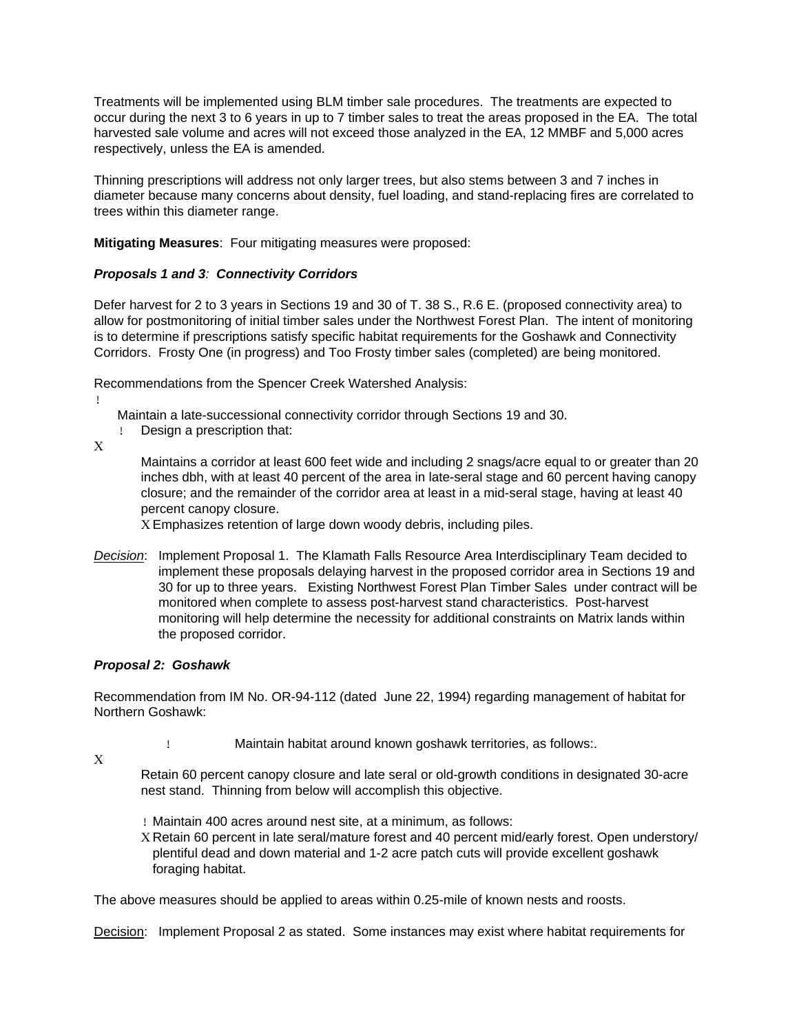Treatments will be implemented using BLM timber sale procedures. The treatments are expected to occur during the next 3 to 6 years in up to 7 timber sales to treat the areas proposed in the EA. The total harvested sale volume and acres will not exceed those analyzed in the EA, 12 MMBF and 5,000 acres respectively, unless the EA is amended.

Thinning prescriptions will address not only larger trees, but also stems between 3 and 7 inches in diameter because many concerns about density, fuel loading, and stand-replacing fires are correlated to trees within this diameter range.

**Mitigating Measures**: Four mitigating measures were proposed:

***Proposals 1 and 3**: **Connectivity Corridors***

Defer harvest for 2 to 3 years in Sections 19 and 30 of T. 38 S., R.6 E. (proposed connectivity area) to allow for postmonitoring of initial timber sales under the Northwest Forest Plan. The intent of monitoring is to determine if prescriptions satisfy specific habitat requirements for the Goshawk and Connectivity Corridors. Frosty One (in progress) and Too Frosty timber sales (completed) are being monitored.

Recommendations from the Spencer Creek Watershed Analysis:

- Maintain a late-successional connectivity corridor through Sections 19 and 30.
  - Design a prescription that:
    - Maintains a corridor at least 600 feet wide and including 2 snags/acre equal to or greater than 20 inches dbh, with at least 40 percent of the area in late-seral stage and 60 percent having canopy closure; and the remainder of the corridor area at least in a mid-seral stage, having at least 40 percent canopy closure.
    - Emphasizes retention of large down woody debris, including piles.

*Decision*: Implement Proposal 1. The Klamath Falls Resource Area Interdisciplinary Team decided to implement these proposals delaying harvest in the proposed corridor area in Sections 19 and 30 for up to three years. Existing Northwest Forest Plan Timber Sales under contract will be monitored when complete to assess post-harvest stand characteristics. Post-harvest monitoring will help determine the necessity for additional constraints on Matrix lands within the proposed corridor.

***Proposal 2: Goshawk***

Recommendation from IM No. OR-94-112 (dated June 22, 1994) regarding management of habitat for Northern Goshawk:

- Maintain habitat around known goshawk territories, as follows:.
  - Retain 60 percent canopy closure and late seral or old-growth conditions in designated 30-acre nest stand. Thinning from below will accomplish this objective.
- Maintain 400 acres around nest site, at a minimum, as follows:
  - Retain 60 percent in late seral/mature forest and 40 percent mid/early forest. Open understory/ plentiful dead and down material and 1-2 acre patch cuts will provide excellent goshawk foraging habitat.

The above measures should be applied to areas within 0.25-mile of known nests and roosts.

<u>Decision</u>: Implement Proposal 2 as stated. Some instances may exist where habitat requirements for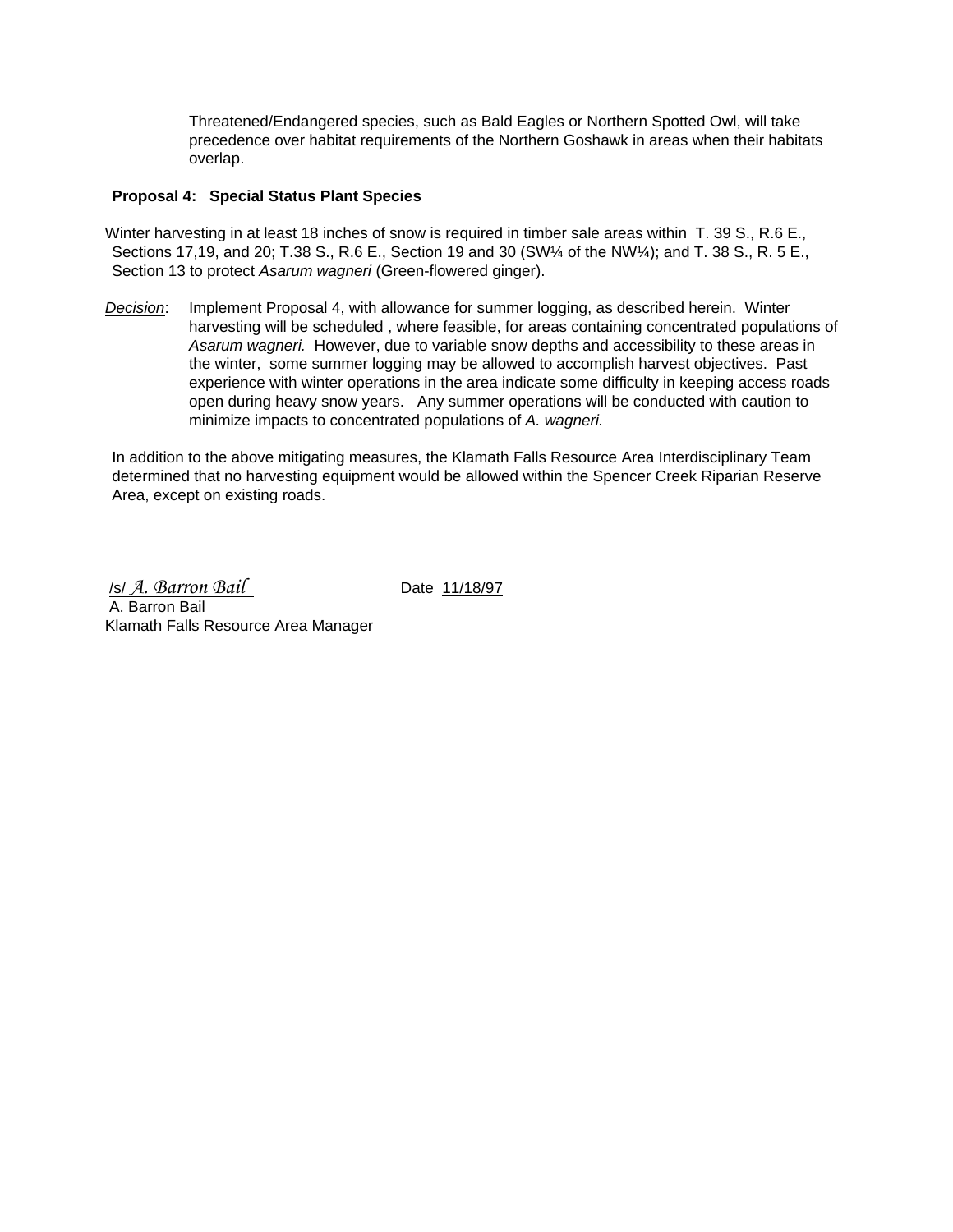Threatened/Endangered species, such as Bald Eagles or Northern Spotted Owl, will take precedence over habitat requirements of the Northern Goshawk in areas when their habitats overlap.

**Proposal 4: Special Status Plant Species**

Winter harvesting in at least 18 inches of snow is required in timber sale areas within T. 39 S., R.6 E., Sections 17,19, and 20; T.38 S., R.6 E., Section 19 and 30 (SW¼ of the NW¼); and T. 38 S., R. 5 E., Section 13 to protect *Asarum wagneri* (Green-flowered ginger).

*Decision*: Implement Proposal 4, with allowance for summer logging, as described herein. Winter harvesting will be scheduled , where feasible, for areas containing concentrated populations of *Asarum wagneri.* However, due to variable snow depths and accessibility to these areas in the winter, some summer logging may be allowed to accomplish harvest objectives. Past experience with winter operations in the area indicate some difficulty in keeping access roads open during heavy snow years. Any summer operations will be conducted with caution to minimize impacts to concentrated populations of *A. wagneri.*

In addition to the above mitigating measures, the Klamath Falls Resource Area Interdisciplinary Team determined that no harvesting equipment would be allowed within the Spencer Creek Riparian Reserve Area, except on existing roads.

/s/ *A. Barron Bail* Date 11/18/97

A. Barron Bail
Klamath Falls Resource Area Manager